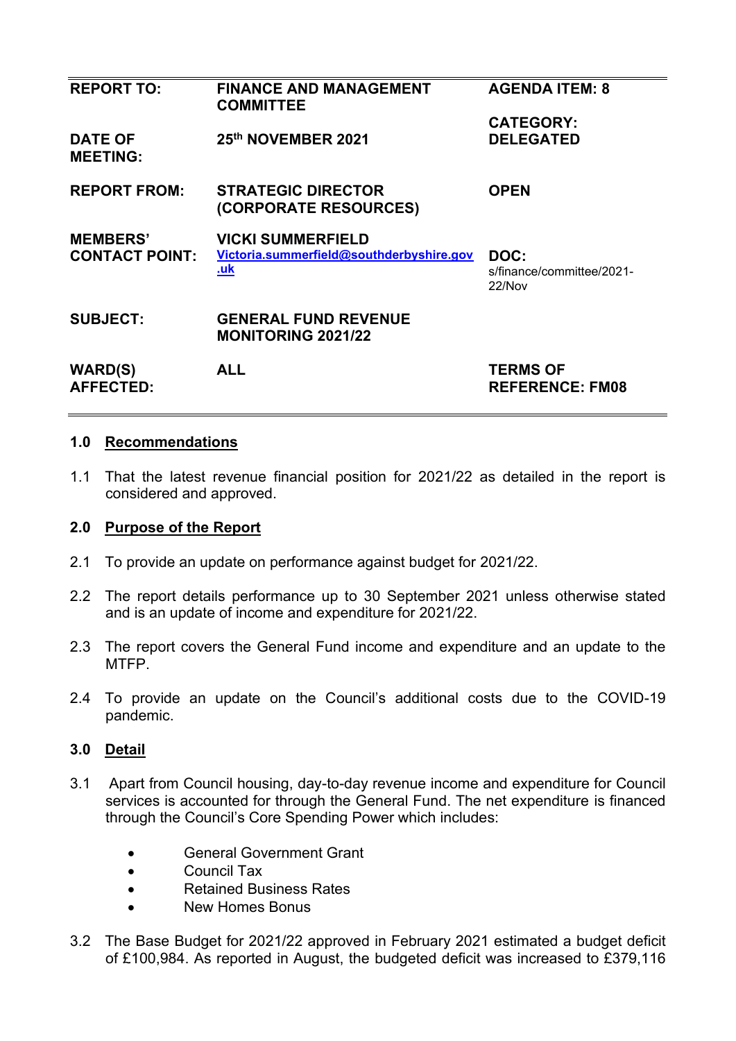| REPORT TO: | FINANCE AND MANAGEMENT COMMITTEE | AGENDA ITEM: 8 |
|---|---|---|
| DATE OF MEETING: | 25th NOVEMBER 2021 | CATEGORY: DELEGATED |
| REPORT FROM: | STRATEGIC DIRECTOR (CORPORATE RESOURCES) | OPEN |
| MEMBERS' CONTACT POINT: | VICKI SUMMERFIELD Victoria.summerfield@southderbyshire.gov.uk | DOC: s/finance/committee/2021-22/Nov |
| SUBJECT: | GENERAL FUND REVENUE MONITORING 2021/22 | |
| WARD(S) AFFECTED: | ALL | TERMS OF REFERENCE: FM08 |

## 1.0 Recommendations

1.1 That the latest revenue financial position for 2021/22 as detailed in the report is considered and approved.

## 2.0 Purpose of the Report

2.1 To provide an update on performance against budget for 2021/22.

2.2 The report details performance up to 30 September 2021 unless otherwise stated and is an update of income and expenditure for 2021/22.

2.3 The report covers the General Fund income and expenditure and an update to the MTFP.

2.4 To provide an update on the Council's additional costs due to the COVID-19 pandemic.

## 3.0 Detail

3.1 Apart from Council housing, day-to-day revenue income and expenditure for Council services is accounted for through the General Fund. The net expenditure is financed through the Council's Core Spending Power which includes:

- General Government Grant
- Council Tax
- Retained Business Rates
- New Homes Bonus

3.2 The Base Budget for 2021/22 approved in February 2021 estimated a budget deficit of £100,984. As reported in August, the budgeted deficit was increased to £379,116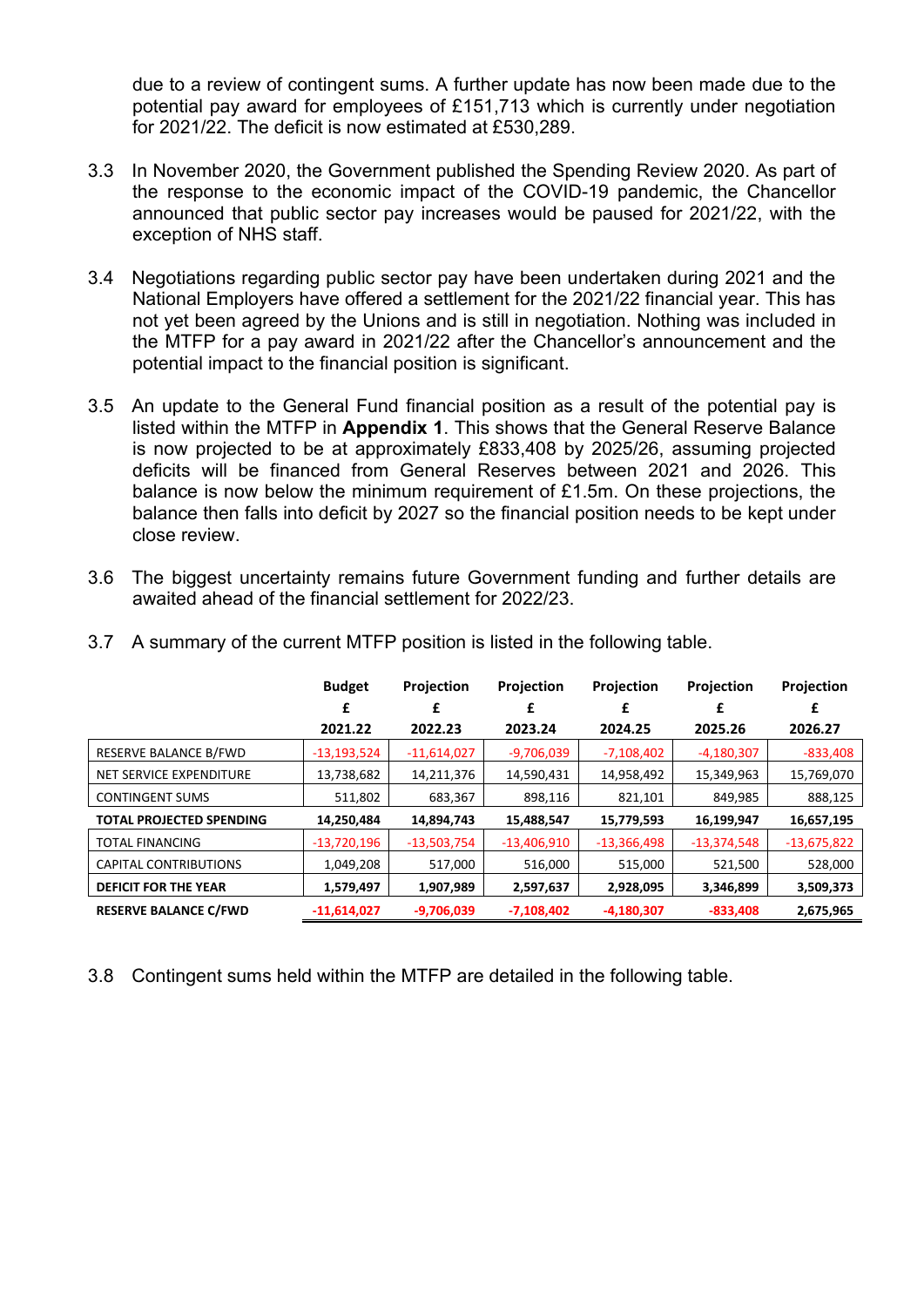due to a review of contingent sums. A further update has now been made due to the potential pay award for employees of £151,713 which is currently under negotiation for 2021/22. The deficit is now estimated at £530,289.

3.3 In November 2020, the Government published the Spending Review 2020. As part of the response to the economic impact of the COVID-19 pandemic, the Chancellor announced that public sector pay increases would be paused for 2021/22, with the exception of NHS staff.

3.4 Negotiations regarding public sector pay have been undertaken during 2021 and the National Employers have offered a settlement for the 2021/22 financial year. This has not yet been agreed by the Unions and is still in negotiation. Nothing was included in the MTFP for a pay award in 2021/22 after the Chancellor's announcement and the potential impact to the financial position is significant.

3.5 An update to the General Fund financial position as a result of the potential pay is listed within the MTFP in **Appendix 1**. This shows that the General Reserve Balance is now projected to be at approximately £833,408 by 2025/26, assuming projected deficits will be financed from General Reserves between 2021 and 2026. This balance is now below the minimum requirement of £1.5m. On these projections, the balance then falls into deficit by 2027 so the financial position needs to be kept under close review.

3.6 The biggest uncertainty remains future Government funding and further details are awaited ahead of the financial settlement for 2022/23.

3.7 A summary of the current MTFP position is listed in the following table.

| | **Budget** | **Projection** | **Projection** | **Projection** | **Projection** | **Projection** |
|---|---|---|---|---|---|---|
| | **£** | **£** | **£** | **£** | **£** | **£** |
| | **2021.22** | **2022.23** | **2023.24** | **2024.25** | **2025.26** | **2026.27** |
| RESERVE BALANCE B/FWD | -13,193,524 | -11,614,027 | -9,706,039 | -7,108,402 | -4,180,307 | -833,408 |
| NET SERVICE EXPENDITURE | 13,738,682 | 14,211,376 | 14,590,431 | 14,958,492 | 15,349,963 | 15,769,070 |
| CONTINGENT SUMS | 511,802 | 683,367 | 898,116 | 821,101 | 849,985 | 888,125 |
| **TOTAL PROJECTED SPENDING** | **14,250,484** | **14,894,743** | **15,488,547** | **15,779,593** | **16,199,947** | **16,657,195** |
| TOTAL FINANCING | -13,720,196 | -13,503,754 | -13,406,910 | -13,366,498 | -13,374,548 | -13,675,822 |
| CAPITAL CONTRIBUTIONS | 1,049,208 | 517,000 | 516,000 | 515,000 | 521,500 | 528,000 |
| **DEFICIT FOR THE YEAR** | **1,579,497** | **1,907,989** | **2,597,637** | **2,928,095** | **3,346,899** | **3,509,373** |
| **RESERVE BALANCE C/FWD** | **-11,614,027** | **-9,706,039** | **-7,108,402** | **-4,180,307** | **-833,408** | **2,675,965** |

3.8 Contingent sums held within the MTFP are detailed in the following table.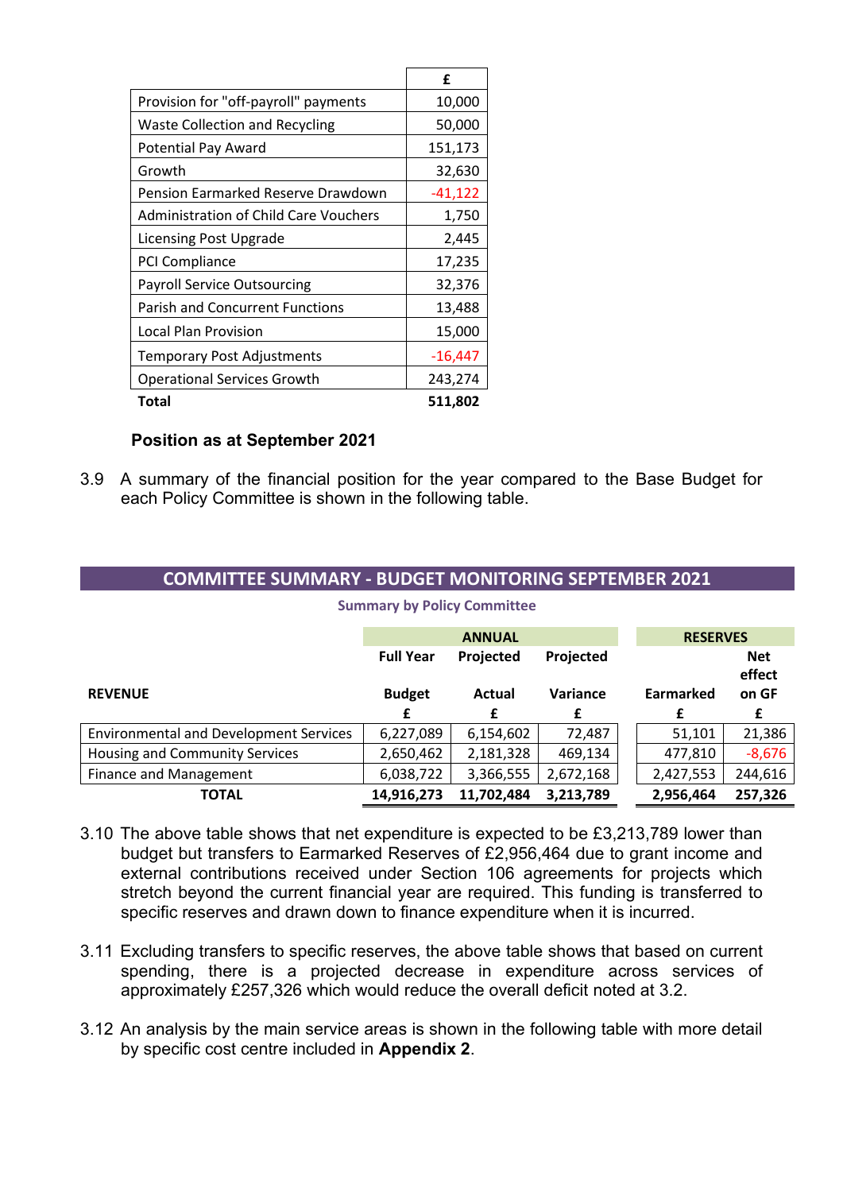| | £ |
|---|---|
| Provision for "off-payroll" payments | 10,000 |
| Waste Collection and Recycling | 50,000 |
| Potential Pay Award | 151,173 |
| Growth | 32,630 |
| Pension Earmarked Reserve Drawdown | -41,122 |
| Administration of Child Care Vouchers | 1,750 |
| Licensing Post Upgrade | 2,445 |
| PCI Compliance | 17,235 |
| Payroll Service Outsourcing | 32,376 |
| Parish and Concurrent Functions | 13,488 |
| Local Plan Provision | 15,000 |
| Temporary Post Adjustments | -16,447 |
| Operational Services Growth | 243,274 |
| **Total** | **511,802** |

### Position as at September 2021

3.9 A summary of the financial position for the year compared to the Base Budget for each Policy Committee is shown in the following table.

**COMMITTEE SUMMARY - BUDGET MONITORING SEPTEMBER 2021**

**Summary by Policy Committee**

| | ANNUAL | | | RESERVES | |
|---|---|---|---|---|---|
| | Full Year | Projected | Projected | | Net effect |
| **REVENUE** | Budget | Actual | Variance | Earmarked | on GF |
| | £ | £ | £ | £ | £ |
| Environmental and Development Services | 6,227,089 | 6,154,602 | 72,487 | 51,101 | 21,386 |
| Housing and Community Services | 2,650,462 | 2,181,328 | 469,134 | 477,810 | -8,676 |
| Finance and Management | 6,038,722 | 3,366,555 | 2,672,168 | 2,427,553 | 244,616 |
| **TOTAL** | **14,916,273** | **11,702,484** | **3,213,789** | **2,956,464** | **257,326** |

3.10 The above table shows that net expenditure is expected to be £3,213,789 lower than budget but transfers to Earmarked Reserves of £2,956,464 due to grant income and external contributions received under Section 106 agreements for projects which stretch beyond the current financial year are required. This funding is transferred to specific reserves and drawn down to finance expenditure when it is incurred.

3.11 Excluding transfers to specific reserves, the above table shows that based on current spending, there is a projected decrease in expenditure across services of approximately £257,326 which would reduce the overall deficit noted at 3.2.

3.12 An analysis by the main service areas is shown in the following table with more detail by specific cost centre included in **Appendix 2**.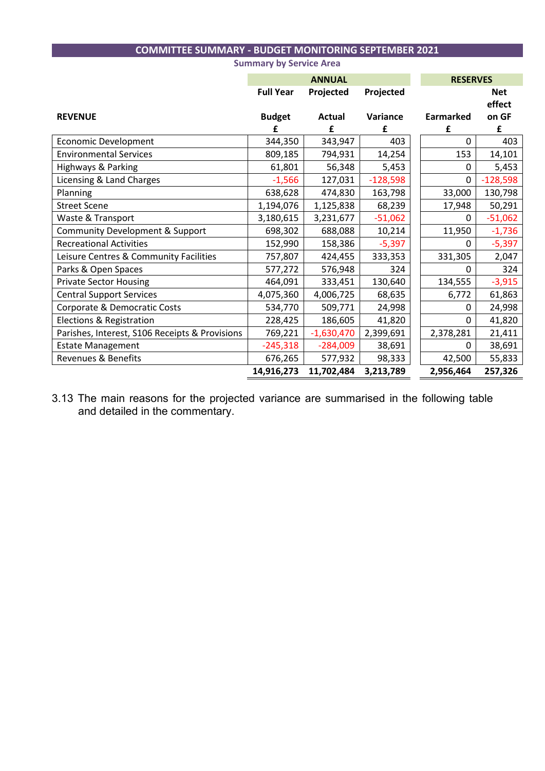## COMMITTEE SUMMARY - BUDGET MONITORING SEPTEMBER 2021

**Summary by Service Area**

| REVENUE | ANNUAL Full Year Budget £ | Projected Actual £ | Projected Variance £ | RESERVES Earmarked £ | Net effect on GF £ |
|---|---|---|---|---|---|
| Economic Development | 344,350 | 343,947 | 403 | 0 | 403 |
| Environmental Services | 809,185 | 794,931 | 14,254 | 153 | 14,101 |
| Highways & Parking | 61,801 | 56,348 | 5,453 | 0 | 5,453 |
| Licensing & Land Charges | -1,566 | 127,031 | -128,598 | 0 | -128,598 |
| Planning | 638,628 | 474,830 | 163,798 | 33,000 | 130,798 |
| Street Scene | 1,194,076 | 1,125,838 | 68,239 | 17,948 | 50,291 |
| Waste & Transport | 3,180,615 | 3,231,677 | -51,062 | 0 | -51,062 |
| Community Development & Support | 698,302 | 688,088 | 10,214 | 11,950 | -1,736 |
| Recreational Activities | 152,990 | 158,386 | -5,397 | 0 | -5,397 |
| Leisure Centres & Community Facilities | 757,807 | 424,455 | 333,353 | 331,305 | 2,047 |
| Parks & Open Spaces | 577,272 | 576,948 | 324 | 0 | 324 |
| Private Sector Housing | 464,091 | 333,451 | 130,640 | 134,555 | -3,915 |
| Central Support Services | 4,075,360 | 4,006,725 | 68,635 | 6,772 | 61,863 |
| Corporate & Democratic Costs | 534,770 | 509,771 | 24,998 | 0 | 24,998 |
| Elections & Registration | 228,425 | 186,605 | 41,820 | 0 | 41,820 |
| Parishes, Interest, S106 Receipts & Provisions | 769,221 | -1,630,470 | 2,399,691 | 2,378,281 | 21,411 |
| Estate Management | -245,318 | -284,009 | 38,691 | 0 | 38,691 |
| Revenues & Benefits | 676,265 | 577,932 | 98,333 | 42,500 | 55,833 |
| | **14,916,273** | **11,702,484** | **3,213,789** | **2,956,464** | **257,326** |

3.13 The main reasons for the projected variance are summarised in the following table and detailed in the commentary.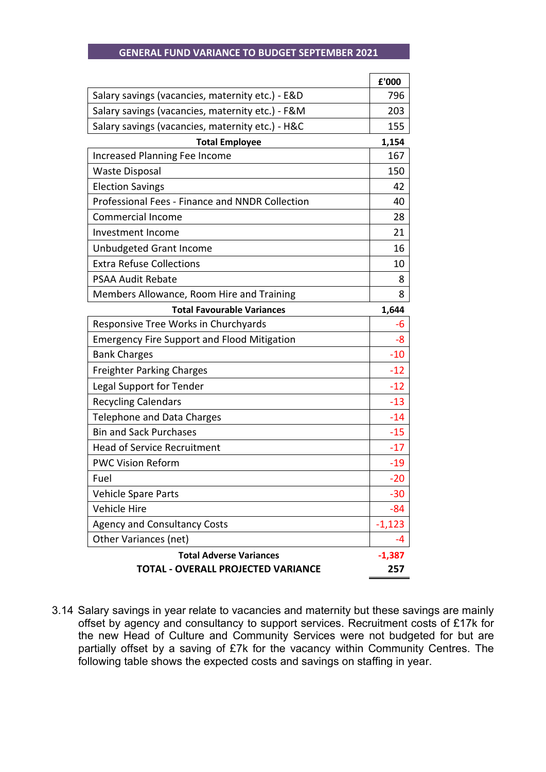## GENERAL FUND VARIANCE TO BUDGET SEPTEMBER 2021

| | £'000 |
|---|---|
| Salary savings (vacancies, maternity etc.) - E&D | 796 |
| Salary savings (vacancies, maternity etc.) - F&M | 203 |
| Salary savings (vacancies, maternity etc.) - H&C | 155 |
| **Total Employee** | **1,154** |
| Increased Planning Fee Income | 167 |
| Waste Disposal | 150 |
| Election Savings | 42 |
| Professional Fees - Finance and NNDR Collection | 40 |
| Commercial Income | 28 |
| Investment Income | 21 |
| Unbudgeted Grant Income | 16 |
| Extra Refuse Collections | 10 |
| PSAA Audit Rebate | 8 |
| Members Allowance, Room Hire and Training | 8 |
| **Total Favourable Variances** | **1,644** |
| Responsive Tree Works in Churchyards | -6 |
| Emergency Fire Support and Flood Mitigation | -8 |
| Bank Charges | -10 |
| Freighter Parking Charges | -12 |
| Legal Support for Tender | -12 |
| Recycling Calendars | -13 |
| Telephone and Data Charges | -14 |
| Bin and Sack Purchases | -15 |
| Head of Service Recruitment | -17 |
| PWC Vision Reform | -19 |
| Fuel | -20 |
| Vehicle Spare Parts | -30 |
| Vehicle Hire | -84 |
| Agency and Consultancy Costs | -1,123 |
| Other Variances (net) | -4 |
| **Total Adverse Variances** | **-1,387** |
| **TOTAL - OVERALL PROJECTED VARIANCE** | **257** |

3.14 Salary savings in year relate to vacancies and maternity but these savings are mainly offset by agency and consultancy to support services. Recruitment costs of £17k for the new Head of Culture and Community Services were not budgeted for but are partially offset by a saving of £7k for the vacancy within Community Centres. The following table shows the expected costs and savings on staffing in year.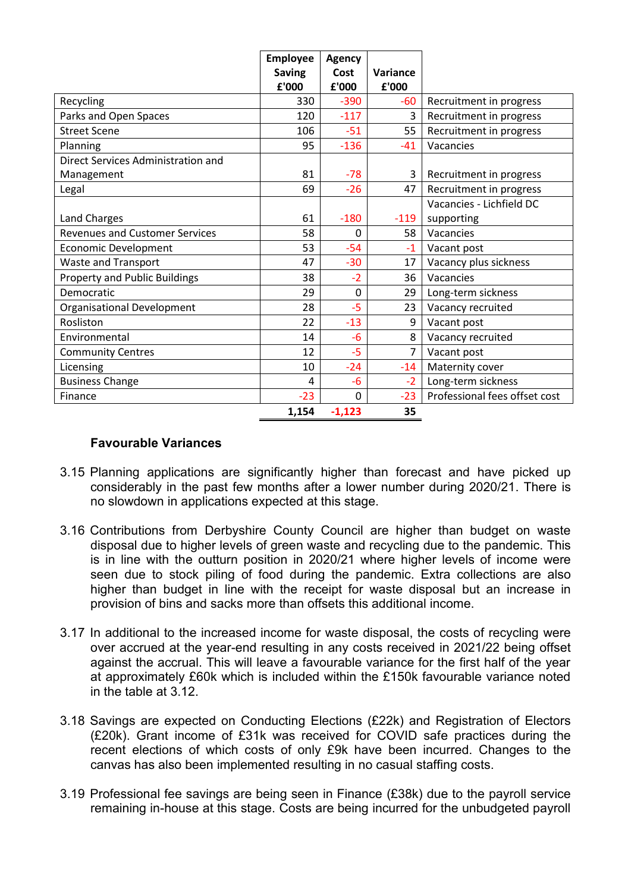| | Employee Saving £'000 | Agency Cost £'000 | Variance £'000 | |
|---|---|---|---|---|
| Recycling | 330 | -390 | -60 | Recruitment in progress |
| Parks and Open Spaces | 120 | -117 | 3 | Recruitment in progress |
| Street Scene | 106 | -51 | 55 | Recruitment in progress |
| Planning | 95 | -136 | -41 | Vacancies |
| Direct Services Administration and Management | 81 | -78 | 3 | Recruitment in progress |
| Legal | 69 | -26 | 47 | Recruitment in progress |
| Land Charges | 61 | -180 | -119 | Vacancies - Lichfield DC supporting |
| Revenues and Customer Services | 58 | 0 | 58 | Vacancies |
| Economic Development | 53 | -54 | -1 | Vacant post |
| Waste and Transport | 47 | -30 | 17 | Vacancy plus sickness |
| Property and Public Buildings | 38 | -2 | 36 | Vacancies |
| Democratic | 29 | 0 | 29 | Long-term sickness |
| Organisational Development | 28 | -5 | 23 | Vacancy recruited |
| Rosliston | 22 | -13 | 9 | Vacant post |
| Environmental | 14 | -6 | 8 | Vacancy recruited |
| Community Centres | 12 | -5 | 7 | Vacant post |
| Licensing | 10 | -24 | -14 | Maternity cover |
| Business Change | 4 | -6 | -2 | Long-term sickness |
| Finance | -23 | 0 | -23 | Professional fees offset cost |
| | **1,154** | **-1,123** | **35** | |

### Favourable Variances

3.15 Planning applications are significantly higher than forecast and have picked up considerably in the past few months after a lower number during 2020/21. There is no slowdown in applications expected at this stage.

3.16 Contributions from Derbyshire County Council are higher than budget on waste disposal due to higher levels of green waste and recycling due to the pandemic. This is in line with the outturn position in 2020/21 where higher levels of income were seen due to stock piling of food during the pandemic. Extra collections are also higher than budget in line with the receipt for waste disposal but an increase in provision of bins and sacks more than offsets this additional income.

3.17 In additional to the increased income for waste disposal, the costs of recycling were over accrued at the year-end resulting in any costs received in 2021/22 being offset against the accrual. This will leave a favourable variance for the first half of the year at approximately £60k which is included within the £150k favourable variance noted in the table at 3.12.

3.18 Savings are expected on Conducting Elections (£22k) and Registration of Electors (£20k). Grant income of £31k was received for COVID safe practices during the recent elections of which costs of only £9k have been incurred. Changes to the canvas has also been implemented resulting in no casual staffing costs.

3.19 Professional fee savings are being seen in Finance (£38k) due to the payroll service remaining in-house at this stage. Costs are being incurred for the unbudgeted payroll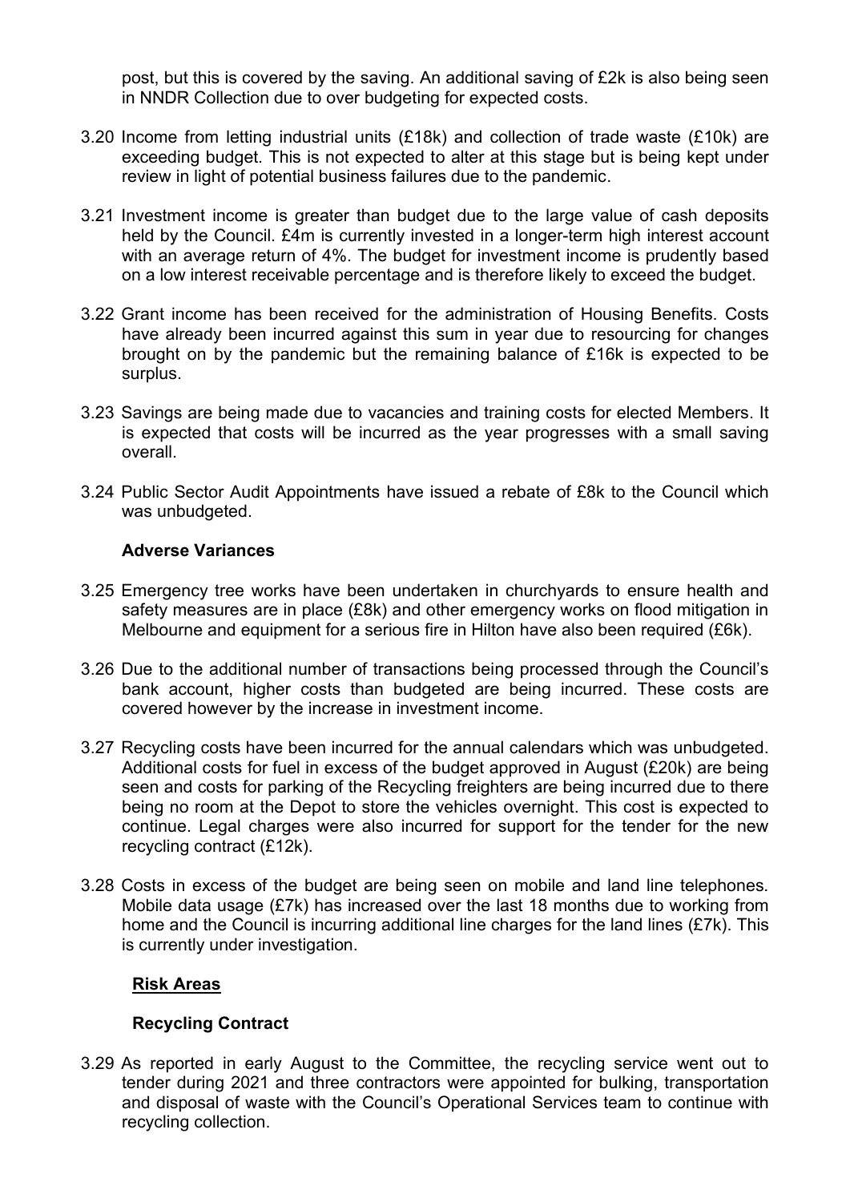post, but this is covered by the saving. An additional saving of £2k is also being seen in NNDR Collection due to over budgeting for expected costs.

3.20 Income from letting industrial units (£18k) and collection of trade waste (£10k) are exceeding budget. This is not expected to alter at this stage but is being kept under review in light of potential business failures due to the pandemic.

3.21 Investment income is greater than budget due to the large value of cash deposits held by the Council. £4m is currently invested in a longer-term high interest account with an average return of 4%. The budget for investment income is prudently based on a low interest receivable percentage and is therefore likely to exceed the budget.

3.22 Grant income has been received for the administration of Housing Benefits. Costs have already been incurred against this sum in year due to resourcing for changes brought on by the pandemic but the remaining balance of £16k is expected to be surplus.

3.23 Savings are being made due to vacancies and training costs for elected Members. It is expected that costs will be incurred as the year progresses with a small saving overall.

3.24 Public Sector Audit Appointments have issued a rebate of £8k to the Council which was unbudgeted.

**Adverse Variances**

3.25 Emergency tree works have been undertaken in churchyards to ensure health and safety measures are in place (£8k) and other emergency works on flood mitigation in Melbourne and equipment for a serious fire in Hilton have also been required (£6k).

3.26 Due to the additional number of transactions being processed through the Council's bank account, higher costs than budgeted are being incurred. These costs are covered however by the increase in investment income.

3.27 Recycling costs have been incurred for the annual calendars which was unbudgeted. Additional costs for fuel in excess of the budget approved in August (£20k) are being seen and costs for parking of the Recycling freighters are being incurred due to there being no room at the Depot to store the vehicles overnight. This cost is expected to continue. Legal charges were also incurred for support for the tender for the new recycling contract (£12k).

3.28 Costs in excess of the budget are being seen on mobile and land line telephones. Mobile data usage (£7k) has increased over the last 18 months due to working from home and the Council is incurring additional line charges for the land lines (£7k). This is currently under investigation.

## Risk Areas

**Recycling Contract**

3.29 As reported in early August to the Committee, the recycling service went out to tender during 2021 and three contractors were appointed for bulking, transportation and disposal of waste with the Council's Operational Services team to continue with recycling collection.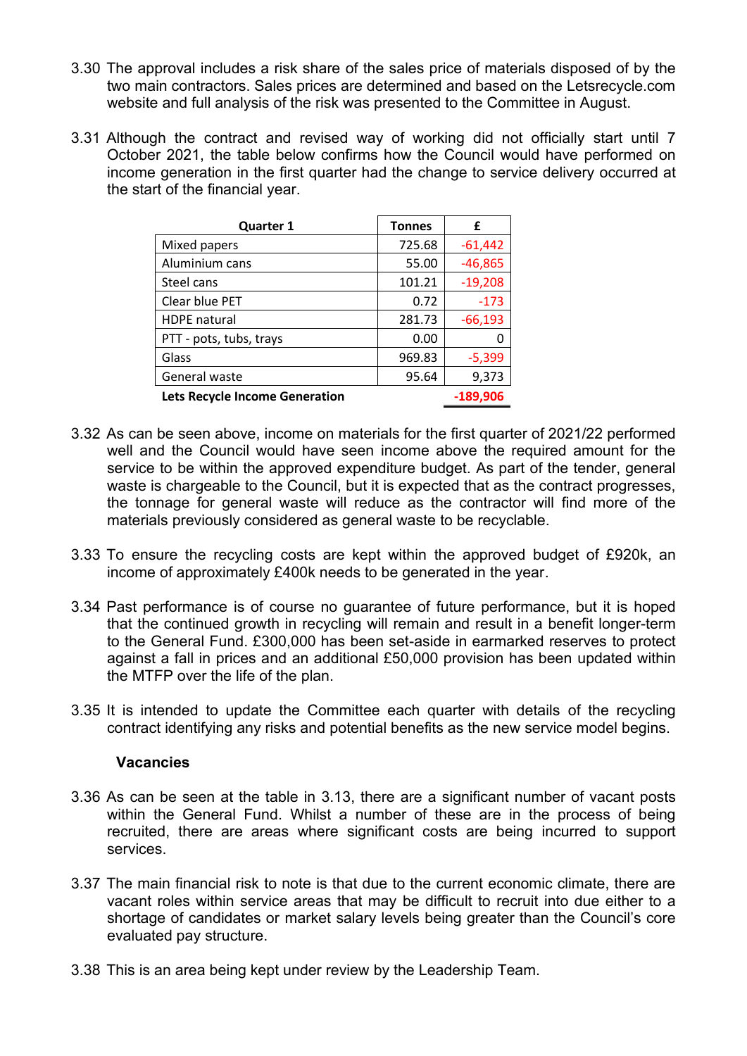3.30 The approval includes a risk share of the sales price of materials disposed of by the two main contractors. Sales prices are determined and based on the Letsrecycle.com website and full analysis of the risk was presented to the Committee in August.

3.31 Although the contract and revised way of working did not officially start until 7 October 2021, the table below confirms how the Council would have performed on income generation in the first quarter had the change to service delivery occurred at the start of the financial year.

| Quarter 1 | Tonnes | £ |
|---|---|---|
| Mixed papers | 725.68 | -61,442 |
| Aluminium cans | 55.00 | -46,865 |
| Steel cans | 101.21 | -19,208 |
| Clear blue PET | 0.72 | -173 |
| HDPE natural | 281.73 | -66,193 |
| PTT - pots, tubs, trays | 0.00 | 0 |
| Glass | 969.83 | -5,399 |
| General waste | 95.64 | 9,373 |
| **Lets Recycle Income Generation** | | **-189,906** |

3.32 As can be seen above, income on materials for the first quarter of 2021/22 performed well and the Council would have seen income above the required amount for the service to be within the approved expenditure budget. As part of the tender, general waste is chargeable to the Council, but it is expected that as the contract progresses, the tonnage for general waste will reduce as the contractor will find more of the materials previously considered as general waste to be recyclable.

3.33 To ensure the recycling costs are kept within the approved budget of £920k, an income of approximately £400k needs to be generated in the year.

3.34 Past performance is of course no guarantee of future performance, but it is hoped that the continued growth in recycling will remain and result in a benefit longer-term to the General Fund. £300,000 has been set-aside in earmarked reserves to protect against a fall in prices and an additional £50,000 provision has been updated within the MTFP over the life of the plan.

3.35 It is intended to update the Committee each quarter with details of the recycling contract identifying any risks and potential benefits as the new service model begins.

### Vacancies

3.36 As can be seen at the table in 3.13, there are a significant number of vacant posts within the General Fund. Whilst a number of these are in the process of being recruited, there are areas where significant costs are being incurred to support services.

3.37 The main financial risk to note is that due to the current economic climate, there are vacant roles within service areas that may be difficult to recruit into due either to a shortage of candidates or market salary levels being greater than the Council's core evaluated pay structure.

3.38 This is an area being kept under review by the Leadership Team.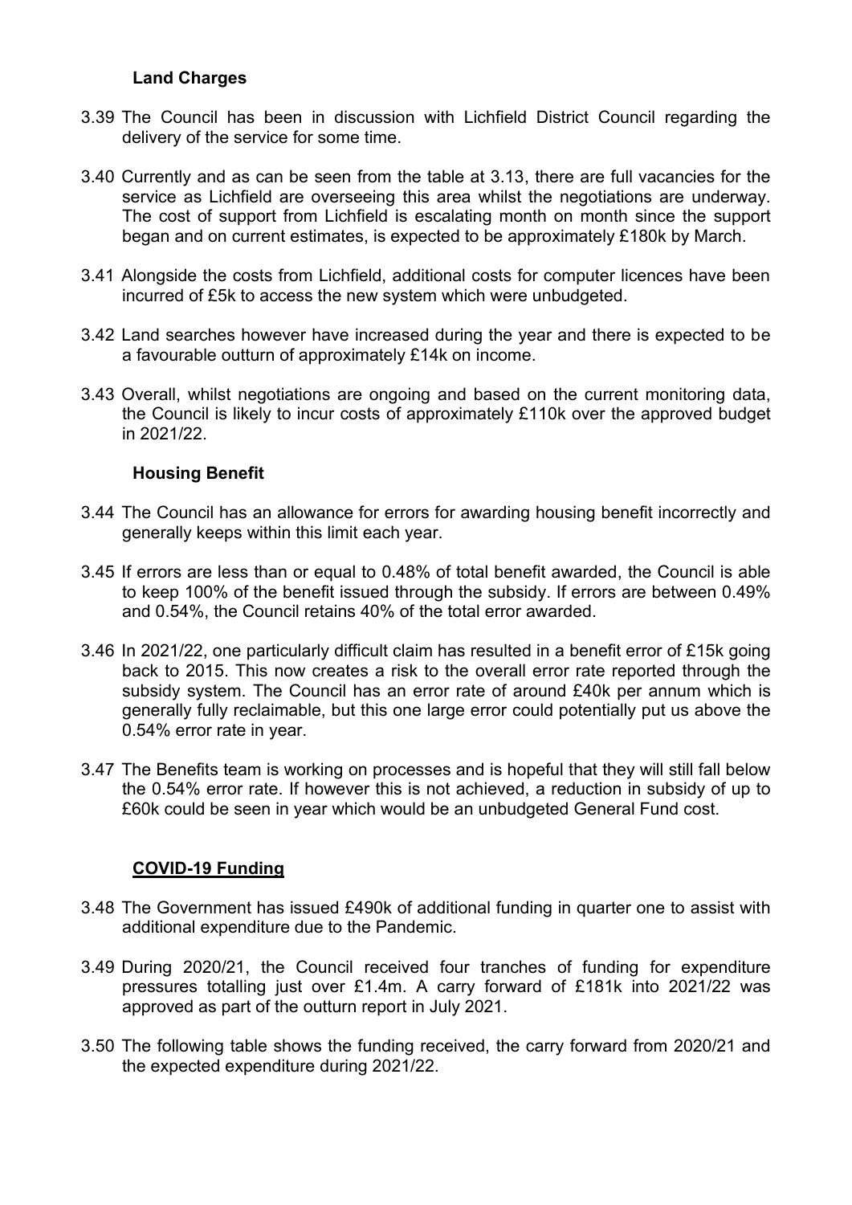### Land Charges

3.39 The Council has been in discussion with Lichfield District Council regarding the delivery of the service for some time.

3.40 Currently and as can be seen from the table at 3.13, there are full vacancies for the service as Lichfield are overseeing this area whilst the negotiations are underway. The cost of support from Lichfield is escalating month on month since the support began and on current estimates, is expected to be approximately £180k by March.

3.41 Alongside the costs from Lichfield, additional costs for computer licences have been incurred of £5k to access the new system which were unbudgeted.

3.42 Land searches however have increased during the year and there is expected to be a favourable outturn of approximately £14k on income.

3.43 Overall, whilst negotiations are ongoing and based on the current monitoring data, the Council is likely to incur costs of approximately £110k over the approved budget in 2021/22.

### Housing Benefit

3.44 The Council has an allowance for errors for awarding housing benefit incorrectly and generally keeps within this limit each year.

3.45 If errors are less than or equal to 0.48% of total benefit awarded, the Council is able to keep 100% of the benefit issued through the subsidy. If errors are between 0.49% and 0.54%, the Council retains 40% of the total error awarded.

3.46 In 2021/22, one particularly difficult claim has resulted in a benefit error of £15k going back to 2015. This now creates a risk to the overall error rate reported through the subsidy system. The Council has an error rate of around £40k per annum which is generally fully reclaimable, but this one large error could potentially put us above the 0.54% error rate in year.

3.47 The Benefits team is working on processes and is hopeful that they will still fall below the 0.54% error rate. If however this is not achieved, a reduction in subsidy of up to £60k could be seen in year which would be an unbudgeted General Fund cost.

### COVID-19 Funding

3.48 The Government has issued £490k of additional funding in quarter one to assist with additional expenditure due to the Pandemic.

3.49 During 2020/21, the Council received four tranches of funding for expenditure pressures totalling just over £1.4m. A carry forward of £181k into 2021/22 was approved as part of the outturn report in July 2021.

3.50 The following table shows the funding received, the carry forward from 2020/21 and the expected expenditure during 2021/22.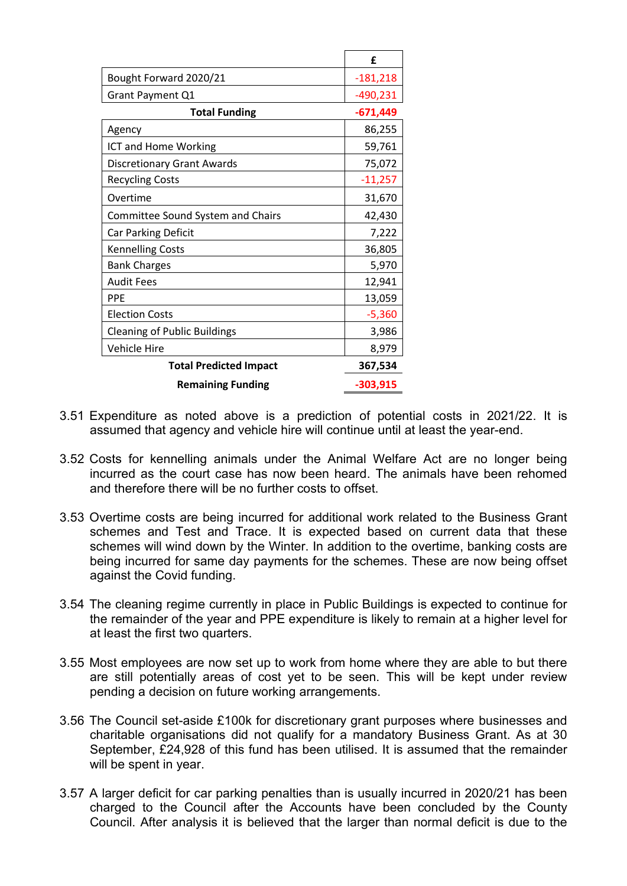| | £ |
|---|---|
| Bought Forward 2020/21 | -181,218 |
| Grant Payment Q1 | -490,231 |
| **Total Funding** | **-671,449** |
| Agency | 86,255 |
| ICT and Home Working | 59,761 |
| Discretionary Grant Awards | 75,072 |
| Recycling Costs | -11,257 |
| Overtime | 31,670 |
| Committee Sound System and Chairs | 42,430 |
| Car Parking Deficit | 7,222 |
| Kennelling Costs | 36,805 |
| Bank Charges | 5,970 |
| Audit Fees | 12,941 |
| PPE | 13,059 |
| Election Costs | -5,360 |
| Cleaning of Public Buildings | 3,986 |
| Vehicle Hire | 8,979 |
| **Total Predicted Impact** | **367,534** |
| **Remaining Funding** | **-303,915** |

3.51 Expenditure as noted above is a prediction of potential costs in 2021/22. It is assumed that agency and vehicle hire will continue until at least the year-end.

3.52 Costs for kennelling animals under the Animal Welfare Act are no longer being incurred as the court case has now been heard. The animals have been rehomed and therefore there will be no further costs to offset.

3.53 Overtime costs are being incurred for additional work related to the Business Grant schemes and Test and Trace. It is expected based on current data that these schemes will wind down by the Winter. In addition to the overtime, banking costs are being incurred for same day payments for the schemes. These are now being offset against the Covid funding.

3.54 The cleaning regime currently in place in Public Buildings is expected to continue for the remainder of the year and PPE expenditure is likely to remain at a higher level for at least the first two quarters.

3.55 Most employees are now set up to work from home where they are able to but there are still potentially areas of cost yet to be seen. This will be kept under review pending a decision on future working arrangements.

3.56 The Council set-aside £100k for discretionary grant purposes where businesses and charitable organisations did not qualify for a mandatory Business Grant. As at 30 September, £24,928 of this fund has been utilised. It is assumed that the remainder will be spent in year.

3.57 A larger deficit for car parking penalties than is usually incurred in 2020/21 has been charged to the Council after the Accounts have been concluded by the County Council. After analysis it is believed that the larger than normal deficit is due to the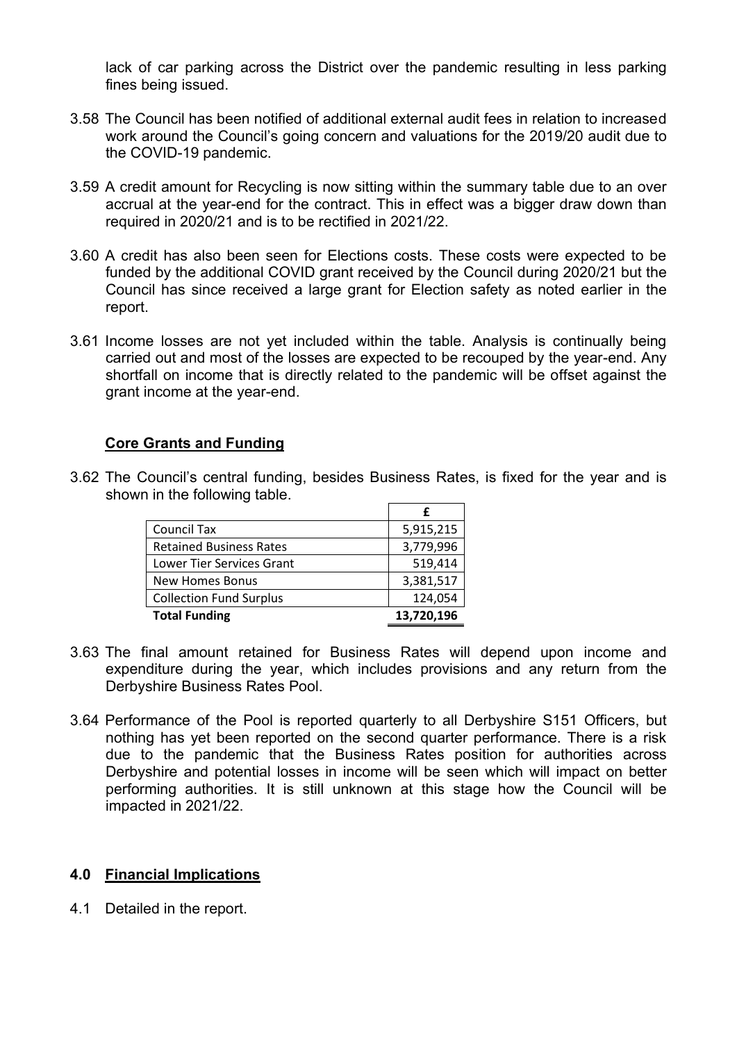lack of car parking across the District over the pandemic resulting in less parking fines being issued.

3.58 The Council has been notified of additional external audit fees in relation to increased work around the Council's going concern and valuations for the 2019/20 audit due to the COVID-19 pandemic.

3.59 A credit amount for Recycling is now sitting within the summary table due to an over accrual at the year-end for the contract. This in effect was a bigger draw down than required in 2020/21 and is to be rectified in 2021/22.

3.60 A credit has also been seen for Elections costs. These costs were expected to be funded by the additional COVID grant received by the Council during 2020/21 but the Council has since received a large grant for Election safety as noted earlier in the report.

3.61 Income losses are not yet included within the table. Analysis is continually being carried out and most of the losses are expected to be recouped by the year-end. Any shortfall on income that is directly related to the pandemic will be offset against the grant income at the year-end.

## Core Grants and Funding

3.62 The Council's central funding, besides Business Rates, is fixed for the year and is shown in the following table.

| | £ |
|---|---|
| Council Tax | 5,915,215 |
| Retained Business Rates | 3,779,996 |
| Lower Tier Services Grant | 519,414 |
| New Homes Bonus | 3,381,517 |
| Collection Fund Surplus | 124,054 |
| **Total Funding** | **13,720,196** |

3.63 The final amount retained for Business Rates will depend upon income and expenditure during the year, which includes provisions and any return from the Derbyshire Business Rates Pool.

3.64 Performance of the Pool is reported quarterly to all Derbyshire S151 Officers, but nothing has yet been reported on the second quarter performance. There is a risk due to the pandemic that the Business Rates position for authorities across Derbyshire and potential losses in income will be seen which will impact on better performing authorities. It is still unknown at this stage how the Council will be impacted in 2021/22.

## 4.0 Financial Implications

4.1 Detailed in the report.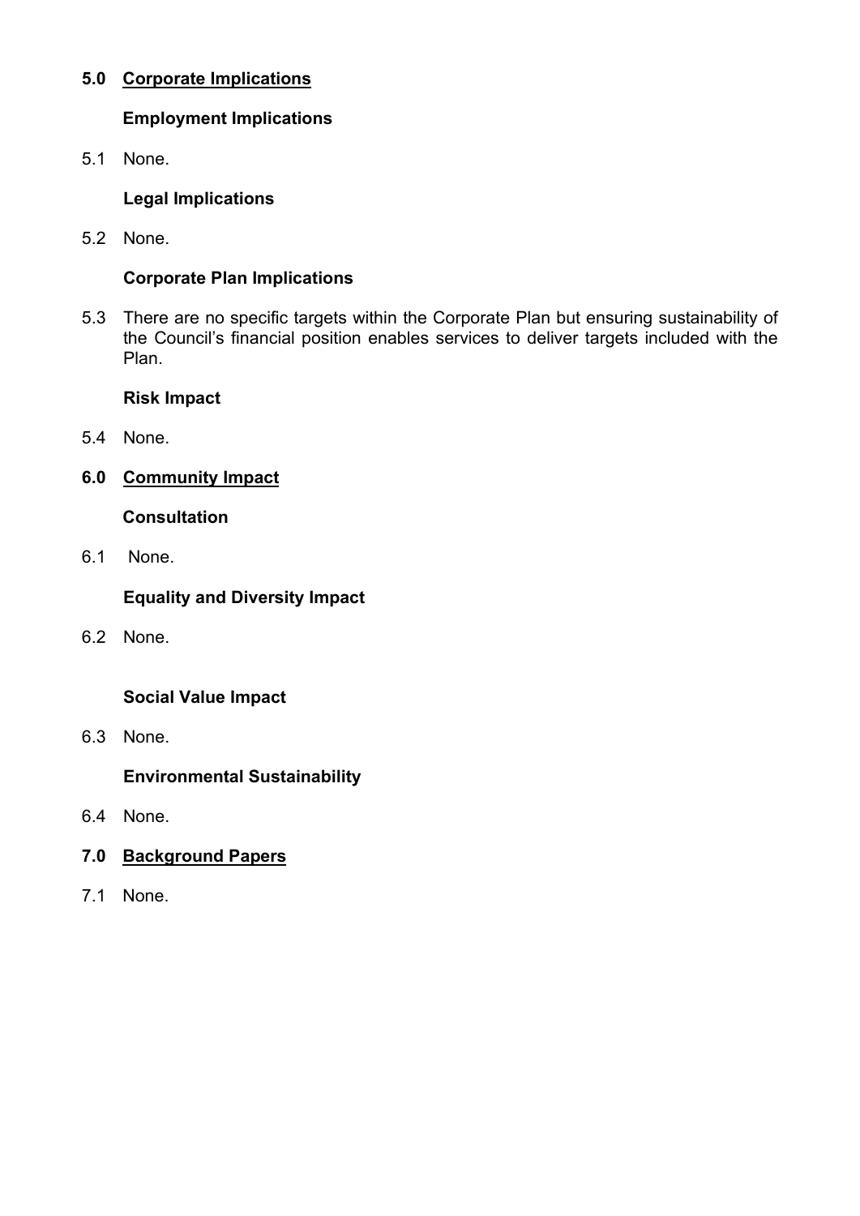## 5.0 Corporate Implications

### Employment Implications

5.1 None.

### Legal Implications

5.2 None.

### Corporate Plan Implications

5.3 There are no specific targets within the Corporate Plan but ensuring sustainability of the Council's financial position enables services to deliver targets included with the Plan.

### Risk Impact

5.4 None.

## 6.0 Community Impact

### Consultation

6.1 None.

### Equality and Diversity Impact

6.2 None.

### Social Value Impact

6.3 None.

### Environmental Sustainability

6.4 None.

## 7.0 Background Papers

7.1 None.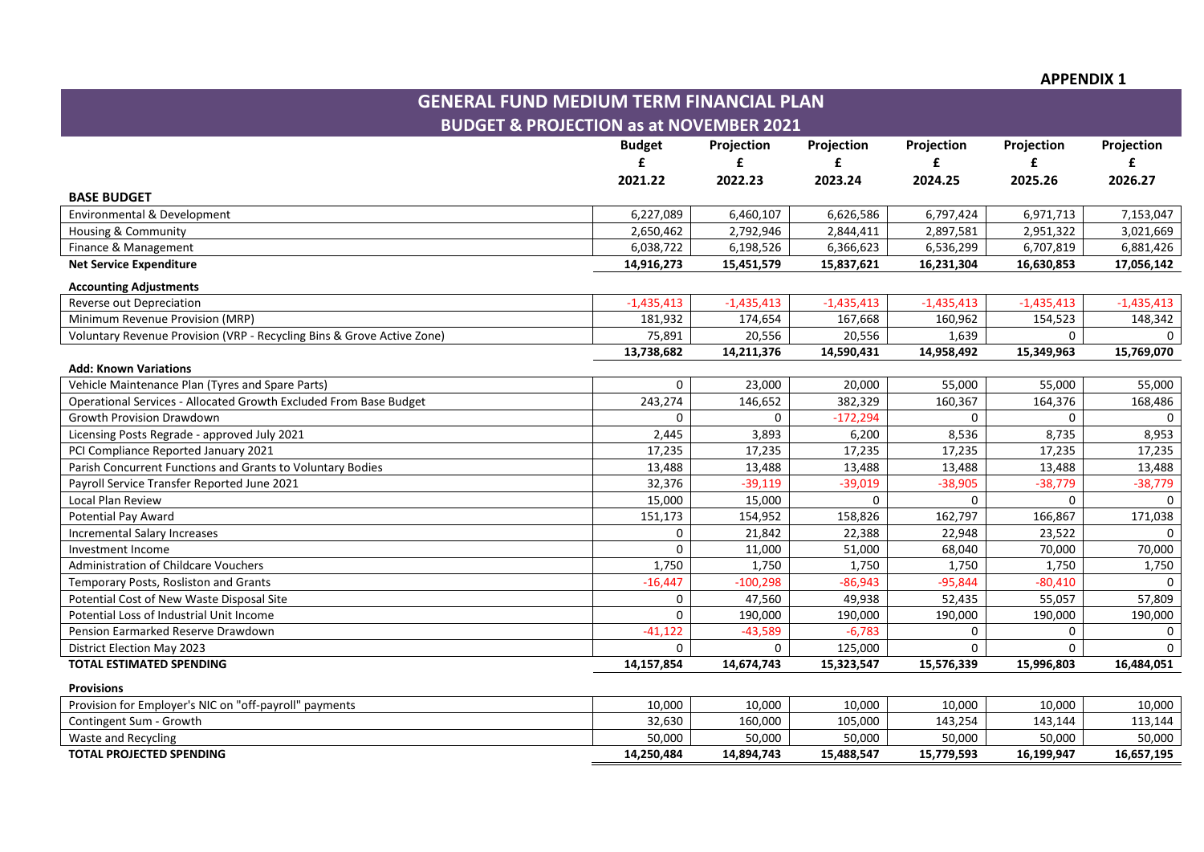**APPENDIX 1**

## GENERAL FUND MEDIUM TERM FINANCIAL PLAN

### BUDGET & PROJECTION as at NOVEMBER 2021

| | Budget £ 2021.22 | Projection £ 2022.23 | Projection £ 2023.24 | Projection £ 2024.25 | Projection £ 2025.26 | Projection £ 2026.27 |
|---|---|---|---|---|---|---|
| **BASE BUDGET** | | | | | | |
| Environmental & Development | 6,227,089 | 6,460,107 | 6,626,586 | 6,797,424 | 6,971,713 | 7,153,047 |
| Housing & Community | 2,650,462 | 2,792,946 | 2,844,411 | 2,897,581 | 2,951,322 | 3,021,669 |
| Finance & Management | 6,038,722 | 6,198,526 | 6,366,623 | 6,536,299 | 6,707,819 | 6,881,426 |
| **Net Service Expenditure** | **14,916,273** | **15,451,579** | **15,837,621** | **16,231,304** | **16,630,853** | **17,056,142** |
| **Accounting Adjustments** | | | | | | |
| Reverse out Depreciation | -1,435,413 | -1,435,413 | -1,435,413 | -1,435,413 | -1,435,413 | -1,435,413 |
| Minimum Revenue Provision (MRP) | 181,932 | 174,654 | 167,668 | 160,962 | 154,523 | 148,342 |
| Voluntary Revenue Provision (VRP - Recycling Bins & Grove Active Zone) | 75,891 | 20,556 | 20,556 | 1,639 | 0 | 0 |
| | **13,738,682** | **14,211,376** | **14,590,431** | **14,958,492** | **15,349,963** | **15,769,070** |
| **Add: Known Variations** | | | | | | |
| Vehicle Maintenance Plan (Tyres and Spare Parts) | 0 | 23,000 | 20,000 | 55,000 | 55,000 | 55,000 |
| Operational Services - Allocated Growth Excluded From Base Budget | 243,274 | 146,652 | 382,329 | 160,367 | 164,376 | 168,486 |
| Growth Provision Drawdown | 0 | 0 | -172,294 | 0 | 0 | 0 |
| Licensing Posts Regrade - approved July 2021 | 2,445 | 3,893 | 6,200 | 8,536 | 8,735 | 8,953 |
| PCI Compliance Reported January 2021 | 17,235 | 17,235 | 17,235 | 17,235 | 17,235 | 17,235 |
| Parish Concurrent Functions and Grants to Voluntary Bodies | 13,488 | 13,488 | 13,488 | 13,488 | 13,488 | 13,488 |
| Payroll Service Transfer Reported June 2021 | 32,376 | -39,119 | -39,019 | -38,905 | -38,779 | -38,779 |
| Local Plan Review | 15,000 | 15,000 | 0 | 0 | 0 | 0 |
| Potential Pay Award | 151,173 | 154,952 | 158,826 | 162,797 | 166,867 | 171,038 |
| Incremental Salary Increases | 0 | 21,842 | 22,388 | 22,948 | 23,522 | 0 |
| Investment Income | 0 | 11,000 | 51,000 | 68,040 | 70,000 | 70,000 |
| Administration of Childcare Vouchers | 1,750 | 1,750 | 1,750 | 1,750 | 1,750 | 1,750 |
| Temporary Posts, Rosliston and Grants | -16,447 | -100,298 | -86,943 | -95,844 | -80,410 | 0 |
| Potential Cost of New Waste Disposal Site | 0 | 47,560 | 49,938 | 52,435 | 55,057 | 57,809 |
| Potential Loss of Industrial Unit Income | 0 | 190,000 | 190,000 | 190,000 | 190,000 | 190,000 |
| Pension Earmarked Reserve Drawdown | -41,122 | -43,589 | -6,783 | 0 | 0 | 0 |
| District Election May 2023 | 0 | 0 | 125,000 | 0 | 0 | 0 |
| **TOTAL ESTIMATED SPENDING** | **14,157,854** | **14,674,743** | **15,323,547** | **15,576,339** | **15,996,803** | **16,484,051** |
| **Provisions** | | | | | | |
| Provision for Employer's NIC on "off-payroll" payments | 10,000 | 10,000 | 10,000 | 10,000 | 10,000 | 10,000 |
| Contingent Sum - Growth | 32,630 | 160,000 | 105,000 | 143,254 | 143,144 | 113,144 |
| Waste and Recycling | 50,000 | 50,000 | 50,000 | 50,000 | 50,000 | 50,000 |
| **TOTAL PROJECTED SPENDING** | **14,250,484** | **14,894,743** | **15,488,547** | **15,779,593** | **16,199,947** | **16,657,195** |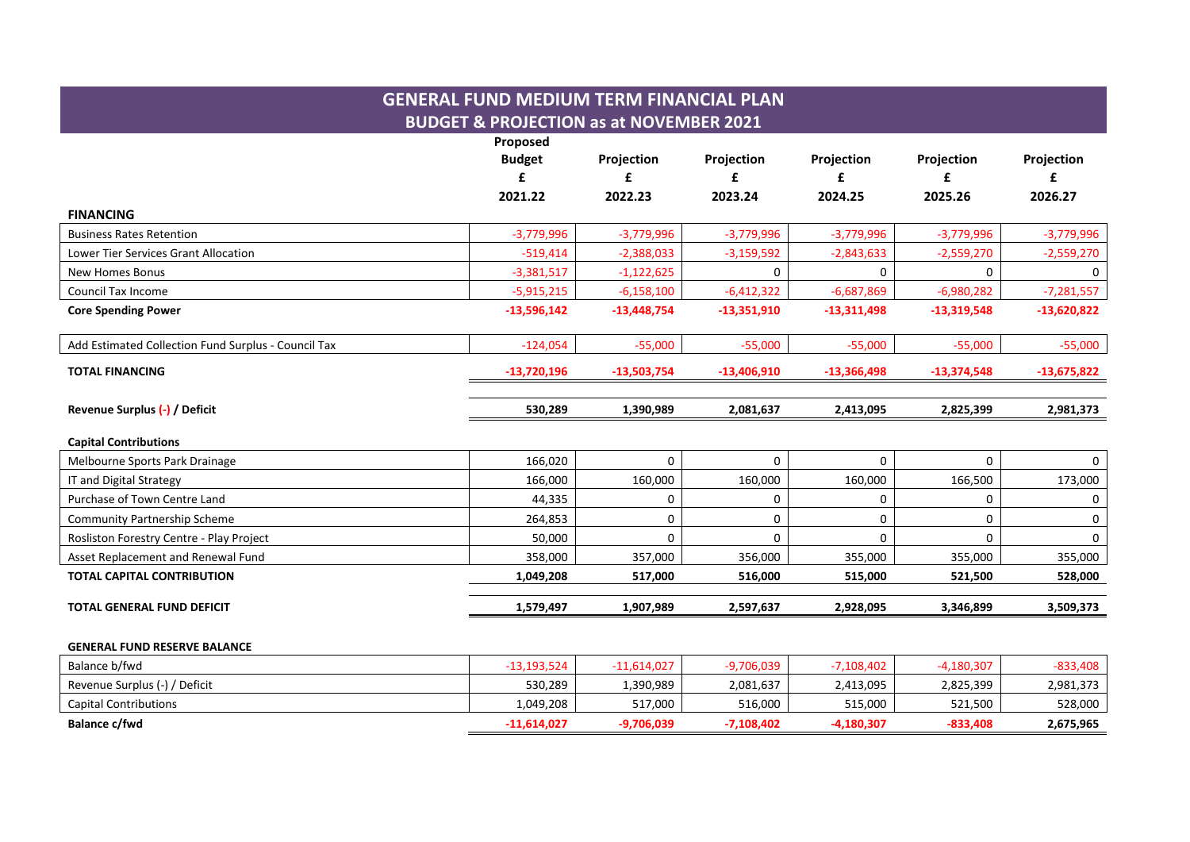## GENERAL FUND MEDIUM TERM FINANCIAL PLAN
### BUDGET & PROJECTION as at NOVEMBER 2021

| | Proposed Budget £ 2021.22 | Projection £ 2022.23 | Projection £ 2023.24 | Projection £ 2024.25 | Projection £ 2025.26 | Projection £ 2026.27 |
|---|---|---|---|---|---|---|
| **FINANCING** | | | | | | |
| Business Rates Retention | -3,779,996 | -3,779,996 | -3,779,996 | -3,779,996 | -3,779,996 | -3,779,996 |
| Lower Tier Services Grant Allocation | -519,414 | -2,388,033 | -3,159,592 | -2,843,633 | -2,559,270 | -2,559,270 |
| New Homes Bonus | -3,381,517 | -1,122,625 | 0 | 0 | 0 | 0 |
| Council Tax Income | -5,915,215 | -6,158,100 | -6,412,322 | -6,687,869 | -6,980,282 | -7,281,557 |
| **Core Spending Power** | **-13,596,142** | **-13,448,754** | **-13,351,910** | **-13,311,498** | **-13,319,548** | **-13,620,822** |
| Add Estimated Collection Fund Surplus - Council Tax | -124,054 | -55,000 | -55,000 | -55,000 | -55,000 | -55,000 |
| **TOTAL FINANCING** | **-13,720,196** | **-13,503,754** | **-13,406,910** | **-13,366,498** | **-13,374,548** | **-13,675,822** |
| **Revenue Surplus (-) / Deficit** | **530,289** | **1,390,989** | **2,081,637** | **2,413,095** | **2,825,399** | **2,981,373** |
| **Capital Contributions** | | | | | | |
| Melbourne Sports Park Drainage | 166,020 | 0 | 0 | 0 | 0 | 0 |
| IT and Digital Strategy | 166,000 | 160,000 | 160,000 | 160,000 | 166,500 | 173,000 |
| Purchase of Town Centre Land | 44,335 | 0 | 0 | 0 | 0 | 0 |
| Community Partnership Scheme | 264,853 | 0 | 0 | 0 | 0 | 0 |
| Rosliston Forestry Centre - Play Project | 50,000 | 0 | 0 | 0 | 0 | 0 |
| Asset Replacement and Renewal Fund | 358,000 | 357,000 | 356,000 | 355,000 | 355,000 | 355,000 |
| **TOTAL CAPITAL CONTRIBUTION** | **1,049,208** | **517,000** | **516,000** | **515,000** | **521,500** | **528,000** |
| **TOTAL GENERAL FUND DEFICIT** | **1,579,497** | **1,907,989** | **2,597,637** | **2,928,095** | **3,346,899** | **3,509,373** |
| **GENERAL FUND RESERVE BALANCE** | | | | | | |
| Balance b/fwd | -13,193,524 | -11,614,027 | -9,706,039 | -7,108,402 | -4,180,307 | -833,408 |
| Revenue Surplus (-) / Deficit | 530,289 | 1,390,989 | 2,081,637 | 2,413,095 | 2,825,399 | 2,981,373 |
| Capital Contributions | 1,049,208 | 517,000 | 516,000 | 515,000 | 521,500 | 528,000 |
| **Balance c/fwd** | **-11,614,027** | **-9,706,039** | **-7,108,402** | **-4,180,307** | **-833,408** | **2,675,965** |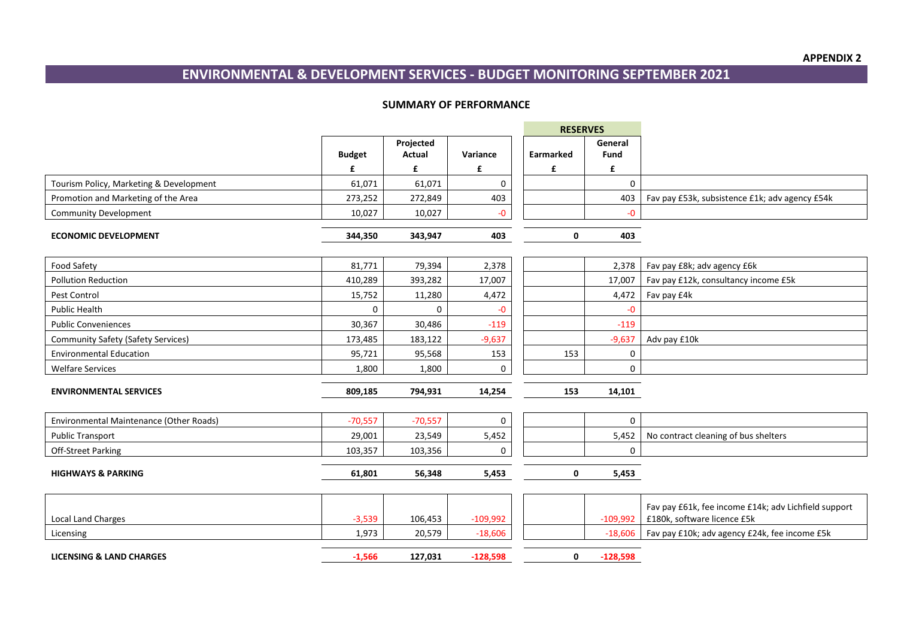**APPENDIX 2**

# ENVIRONMENTAL & DEVELOPMENT SERVICES - BUDGET MONITORING SEPTEMBER 2021

## SUMMARY OF PERFORMANCE

| | Budget | Projected Actual | Variance | RESERVES | | |
|---|---|---|---|---|---|---|
| | | | | Earmarked | General Fund | |
| | £ | £ | £ | £ | £ | |
| Tourism Policy, Marketing & Development | 61,071 | 61,071 | 0 | | 0 | |
| Promotion and Marketing of the Area | 273,252 | 272,849 | 403 | | 403 | Fav pay £53k, subsistence £1k; adv agency £54k |
| Community Development | 10,027 | 10,027 | -0 | | -0 | |
| **ECONOMIC DEVELOPMENT** | **344,350** | **343,947** | **403** | **0** | **403** | |
| Food Safety | 81,771 | 79,394 | 2,378 | | 2,378 | Fav pay £8k; adv agency £6k |
| Pollution Reduction | 410,289 | 393,282 | 17,007 | | 17,007 | Fav pay £12k, consultancy income £5k |
| Pest Control | 15,752 | 11,280 | 4,472 | | 4,472 | Fav pay £4k |
| Public Health | 0 | 0 | -0 | | -0 | |
| Public Conveniences | 30,367 | 30,486 | -119 | | -119 | |
| Community Safety (Safety Services) | 173,485 | 183,122 | -9,637 | | -9,637 | Adv pay £10k |
| Environmental Education | 95,721 | 95,568 | 153 | 153 | 0 | |
| Welfare Services | 1,800 | 1,800 | 0 | | 0 | |
| **ENVIRONMENTAL SERVICES** | **809,185** | **794,931** | **14,254** | **153** | **14,101** | |
| Environmental Maintenance (Other Roads) | -70,557 | -70,557 | 0 | | 0 | |
| Public Transport | 29,001 | 23,549 | 5,452 | | 5,452 | No contract cleaning of bus shelters |
| Off-Street Parking | 103,357 | 103,356 | 0 | | 0 | |
| **HIGHWAYS & PARKING** | **61,801** | **56,348** | **5,453** | **0** | **5,453** | |
| Local Land Charges | -3,539 | 106,453 | -109,992 | | -109,992 | Fav pay £61k, fee income £14k; adv Lichfield support £180k, software licence £5k |
| Licensing | 1,973 | 20,579 | -18,606 | | -18,606 | Fav pay £10k; adv agency £24k, fee income £5k |
| **LICENSING & LAND CHARGES** | **-1,566** | **127,031** | **-128,598** | **0** | **-128,598** | |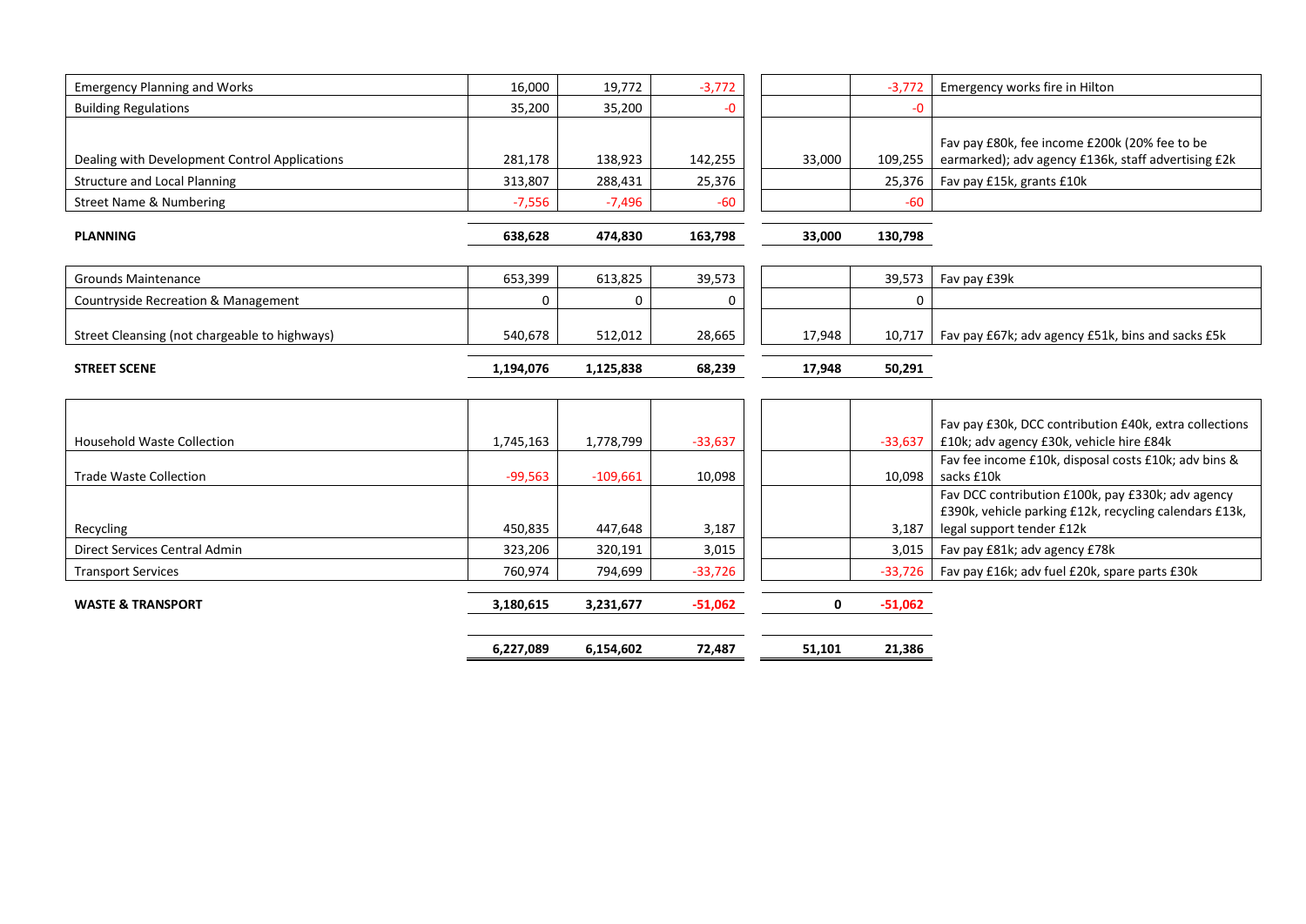| | | | | | | |
|---|---|---|---|---|---|---|
| Emergency Planning and Works | 16,000 | 19,772 | -3,772 | | -3,772 | Emergency works fire in Hilton |
| Building Regulations | 35,200 | 35,200 | -0 | | -0 | |
| Dealing with Development Control Applications | 281,178 | 138,923 | 142,255 | 33,000 | 109,255 | Fav pay £80k, fee income £200k (20% fee to be earmarked); adv agency £136k, staff advertising £2k |
| Structure and Local Planning | 313,807 | 288,431 | 25,376 | | 25,376 | Fav pay £15k, grants £10k |
| Street Name & Numbering | -7,556 | -7,496 | -60 | | -60 | |
| **PLANNING** | **638,628** | **474,830** | **163,798** | **33,000** | **130,798** | |
| Grounds Maintenance | 653,399 | 613,825 | 39,573 | | 39,573 | Fav pay £39k |
| Countryside Recreation & Management | 0 | 0 | 0 | | 0 | |
| Street Cleansing (not chargeable to highways) | 540,678 | 512,012 | 28,665 | 17,948 | 10,717 | Fav pay £67k; adv agency £51k, bins and sacks £5k |
| **STREET SCENE** | **1,194,076** | **1,125,838** | **68,239** | **17,948** | **50,291** | |
| Household Waste Collection | 1,745,163 | 1,778,799 | -33,637 | | -33,637 | Fav pay £30k, DCC contribution £40k, extra collections £10k; adv agency £30k, vehicle hire £84k |
| Trade Waste Collection | -99,563 | -109,661 | 10,098 | | 10,098 | Fav fee income £10k, disposal costs £10k; adv bins & sacks £10k |
| Recycling | 450,835 | 447,648 | 3,187 | | 3,187 | Fav DCC contribution £100k, pay £330k; adv agency £390k, vehicle parking £12k, recycling calendars £13k, legal support tender £12k |
| Direct Services Central Admin | 323,206 | 320,191 | 3,015 | | 3,015 | Fav pay £81k; adv agency £78k |
| Transport Services | 760,974 | 794,699 | -33,726 | | -33,726 | Fav pay £16k; adv fuel £20k, spare parts £30k |
| **WASTE & TRANSPORT** | **3,180,615** | **3,231,677** | **-51,062** | **0** | **-51,062** | |
| | **6,227,089** | **6,154,602** | **72,487** | **51,101** | **21,386** | |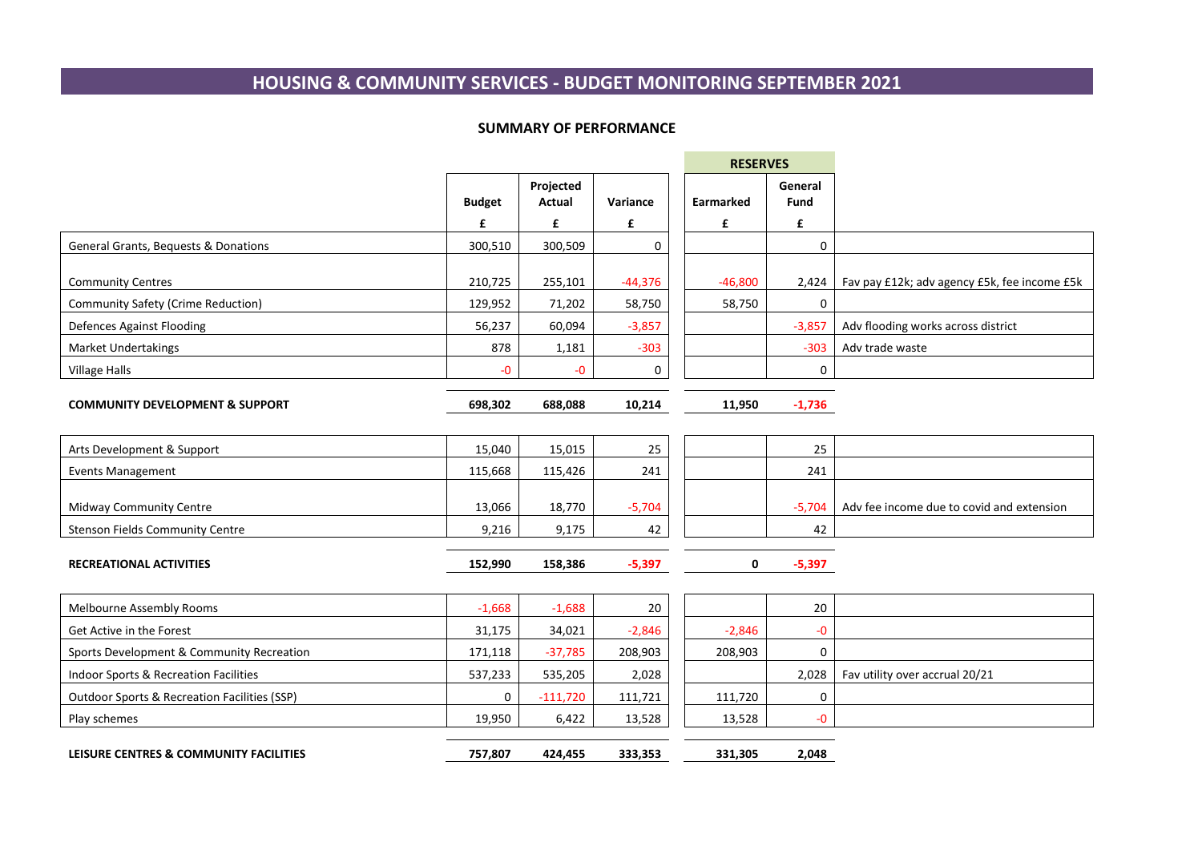# HOUSING & COMMUNITY SERVICES - BUDGET MONITORING SEPTEMBER 2021

### SUMMARY OF PERFORMANCE

| | Budget | Projected Actual | Variance | RESERVES Earmarked | RESERVES General Fund | |
|---|---|---|---|---|---|---|
| | £ | £ | £ | £ | £ | |
| General Grants, Bequests & Donations | 300,510 | 300,509 | 0 | | 0 | |
| Community Centres | 210,725 | 255,101 | -44,376 | -46,800 | 2,424 | Fav pay £12k; adv agency £5k, fee income £5k |
| Community Safety (Crime Reduction) | 129,952 | 71,202 | 58,750 | 58,750 | 0 | |
| Defences Against Flooding | 56,237 | 60,094 | -3,857 | | -3,857 | Adv flooding works across district |
| Market Undertakings | 878 | 1,181 | -303 | | -303 | Adv trade waste |
| Village Halls | -0 | -0 | 0 | | 0 | |
| **COMMUNITY DEVELOPMENT & SUPPORT** | **698,302** | **688,088** | **10,214** | **11,950** | **-1,736** | |
| Arts Development & Support | 15,040 | 15,015 | 25 | | 25 | |
| Events Management | 115,668 | 115,426 | 241 | | 241 | |
| Midway Community Centre | 13,066 | 18,770 | -5,704 | | -5,704 | Adv fee income due to covid and extension |
| Stenson Fields Community Centre | 9,216 | 9,175 | 42 | | 42 | |
| **RECREATIONAL ACTIVITIES** | **152,990** | **158,386** | **-5,397** | **0** | **-5,397** | |
| Melbourne Assembly Rooms | -1,668 | -1,688 | 20 | | 20 | |
| Get Active in the Forest | 31,175 | 34,021 | -2,846 | -2,846 | -0 | |
| Sports Development & Community Recreation | 171,118 | -37,785 | 208,903 | 208,903 | 0 | |
| Indoor Sports & Recreation Facilities | 537,233 | 535,205 | 2,028 | | 2,028 | Fav utility over accrual 20/21 |
| Outdoor Sports & Recreation Facilities (SSP) | 0 | -111,720 | 111,721 | 111,720 | 0 | |
| Play schemes | 19,950 | 6,422 | 13,528 | 13,528 | -0 | |
| **LEISURE CENTRES & COMMUNITY FACILITIES** | **757,807** | **424,455** | **333,353** | **331,305** | **2,048** | |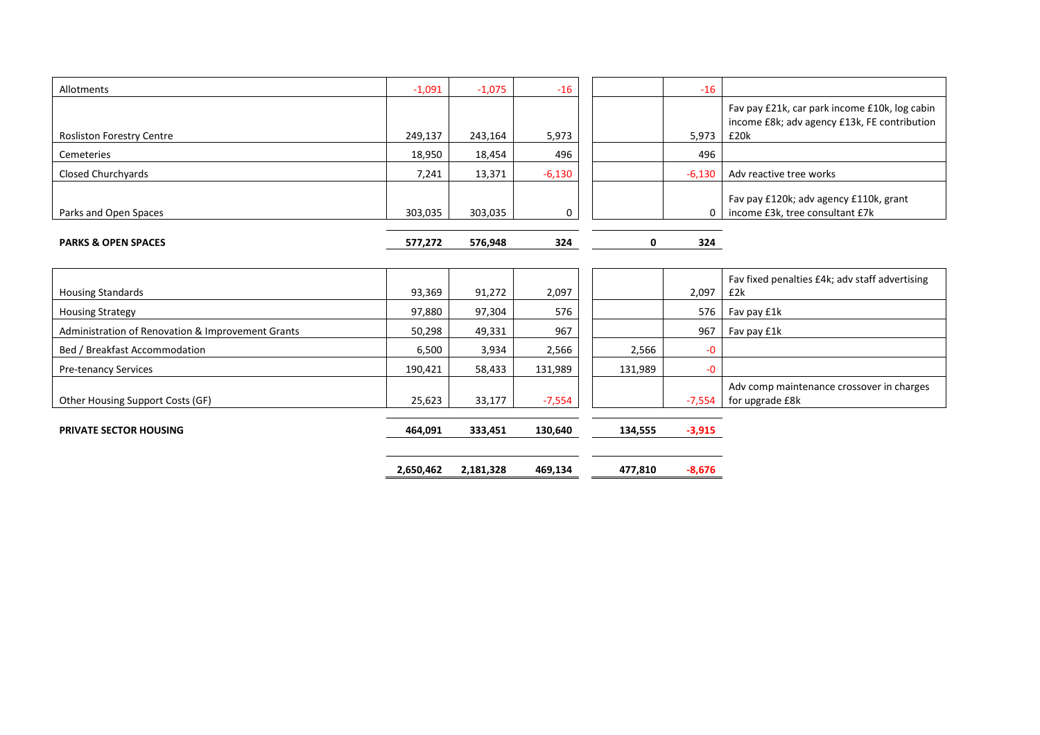| | | | | | | |
|---|---|---|---|---|---|---|
| Allotments | -1,091 | -1,075 | -16 | | -16 | |
| Rosliston Forestry Centre | 249,137 | 243,164 | 5,973 | | 5,973 | Fav pay £21k, car park income £10k, log cabin income £8k; adv agency £13k, FE contribution £20k |
| Cemeteries | 18,950 | 18,454 | 496 | | 496 | |
| Closed Churchyards | 7,241 | 13,371 | -6,130 | | -6,130 | Adv reactive tree works |
| Parks and Open Spaces | 303,035 | 303,035 | 0 | | 0 | Fav pay £120k; adv agency £110k, grant income £3k, tree consultant £7k |
| **PARKS & OPEN SPACES** | **577,272** | **576,948** | **324** | **0** | **324** | |
| | | | | | | |
| Housing Standards | 93,369 | 91,272 | 2,097 | | 2,097 | Fav fixed penalties £4k; adv staff advertising £2k |
| Housing Strategy | 97,880 | 97,304 | 576 | | 576 | Fav pay £1k |
| Administration of Renovation & Improvement Grants | 50,298 | 49,331 | 967 | | 967 | Fav pay £1k |
| Bed / Breakfast Accommodation | 6,500 | 3,934 | 2,566 | 2,566 | -0 | |
| Pre-tenancy Services | 190,421 | 58,433 | 131,989 | 131,989 | -0 | |
| Other Housing Support Costs (GF) | 25,623 | 33,177 | -7,554 | | -7,554 | Adv comp maintenance crossover in charges for upgrade £8k |
| **PRIVATE SECTOR HOUSING** | **464,091** | **333,451** | **130,640** | **134,555** | **-3,915** | |
| | | | | | | |
| | **2,650,462** | **2,181,328** | **469,134** | **477,810** | **-8,676** | |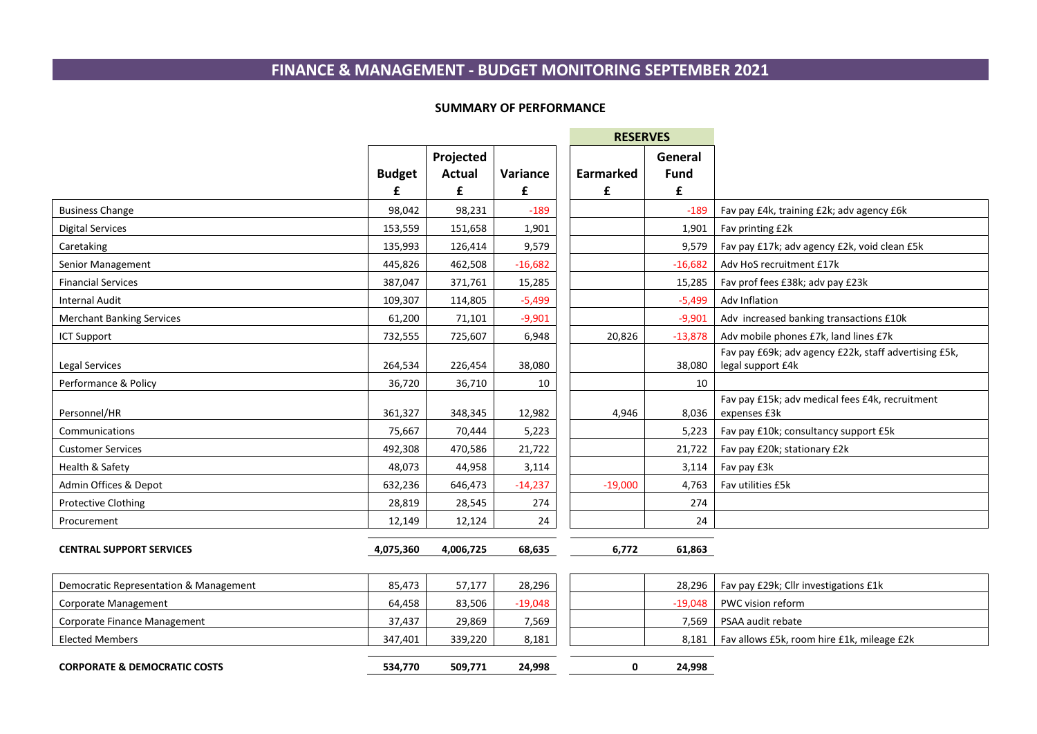# FINANCE & MANAGEMENT - BUDGET MONITORING SEPTEMBER 2021

## SUMMARY OF PERFORMANCE

| | Budget | Projected Actual | Variance | RESERVES | | |
|---|---|---|---|---|---|---|
| | | | | Earmarked | General Fund | |
| | £ | £ | £ | £ | £ | |
| Business Change | 98,042 | 98,231 | -189 | | -189 | Fav pay £4k, training £2k; adv agency £6k |
| Digital Services | 153,559 | 151,658 | 1,901 | | 1,901 | Fav printing £2k |
| Caretaking | 135,993 | 126,414 | 9,579 | | 9,579 | Fav pay £17k; adv agency £2k, void clean £5k |
| Senior Management | 445,826 | 462,508 | -16,682 | | -16,682 | Adv HoS recruitment £17k |
| Financial Services | 387,047 | 371,761 | 15,285 | | 15,285 | Fav prof fees £38k; adv pay £23k |
| Internal Audit | 109,307 | 114,805 | -5,499 | | -5,499 | Adv Inflation |
| Merchant Banking Services | 61,200 | 71,101 | -9,901 | | -9,901 | Adv increased banking transactions £10k |
| ICT Support | 732,555 | 725,607 | 6,948 | 20,826 | -13,878 | Adv mobile phones £7k, land lines £7k |
| Legal Services | 264,534 | 226,454 | 38,080 | | 38,080 | Fav pay £69k; adv agency £22k, staff advertising £5k, legal support £4k |
| Performance & Policy | 36,720 | 36,710 | 10 | | 10 | |
| Personnel/HR | 361,327 | 348,345 | 12,982 | 4,946 | 8,036 | Fav pay £15k; adv medical fees £4k, recruitment expenses £3k |
| Communications | 75,667 | 70,444 | 5,223 | | 5,223 | Fav pay £10k; consultancy support £5k |
| Customer Services | 492,308 | 470,586 | 21,722 | | 21,722 | Fav pay £20k; stationary £2k |
| Health & Safety | 48,073 | 44,958 | 3,114 | | 3,114 | Fav pay £3k |
| Admin Offices & Depot | 632,236 | 646,473 | -14,237 | -19,000 | 4,763 | Fav utilities £5k |
| Protective Clothing | 28,819 | 28,545 | 274 | | 274 | |
| Procurement | 12,149 | 12,124 | 24 | | 24 | |
| **CENTRAL SUPPORT SERVICES** | **4,075,360** | **4,006,725** | **68,635** | **6,772** | **61,863** | |
| Democratic Representation & Management | 85,473 | 57,177 | 28,296 | | 28,296 | Fav pay £29k; Cllr investigations £1k |
| Corporate Management | 64,458 | 83,506 | -19,048 | | -19,048 | PWC vision reform |
| Corporate Finance Management | 37,437 | 29,869 | 7,569 | | 7,569 | PSAA audit rebate |
| Elected Members | 347,401 | 339,220 | 8,181 | | 8,181 | Fav allows £5k, room hire £1k, mileage £2k |
| **CORPORATE & DEMOCRATIC COSTS** | **534,770** | **509,771** | **24,998** | **0** | **24,998** | |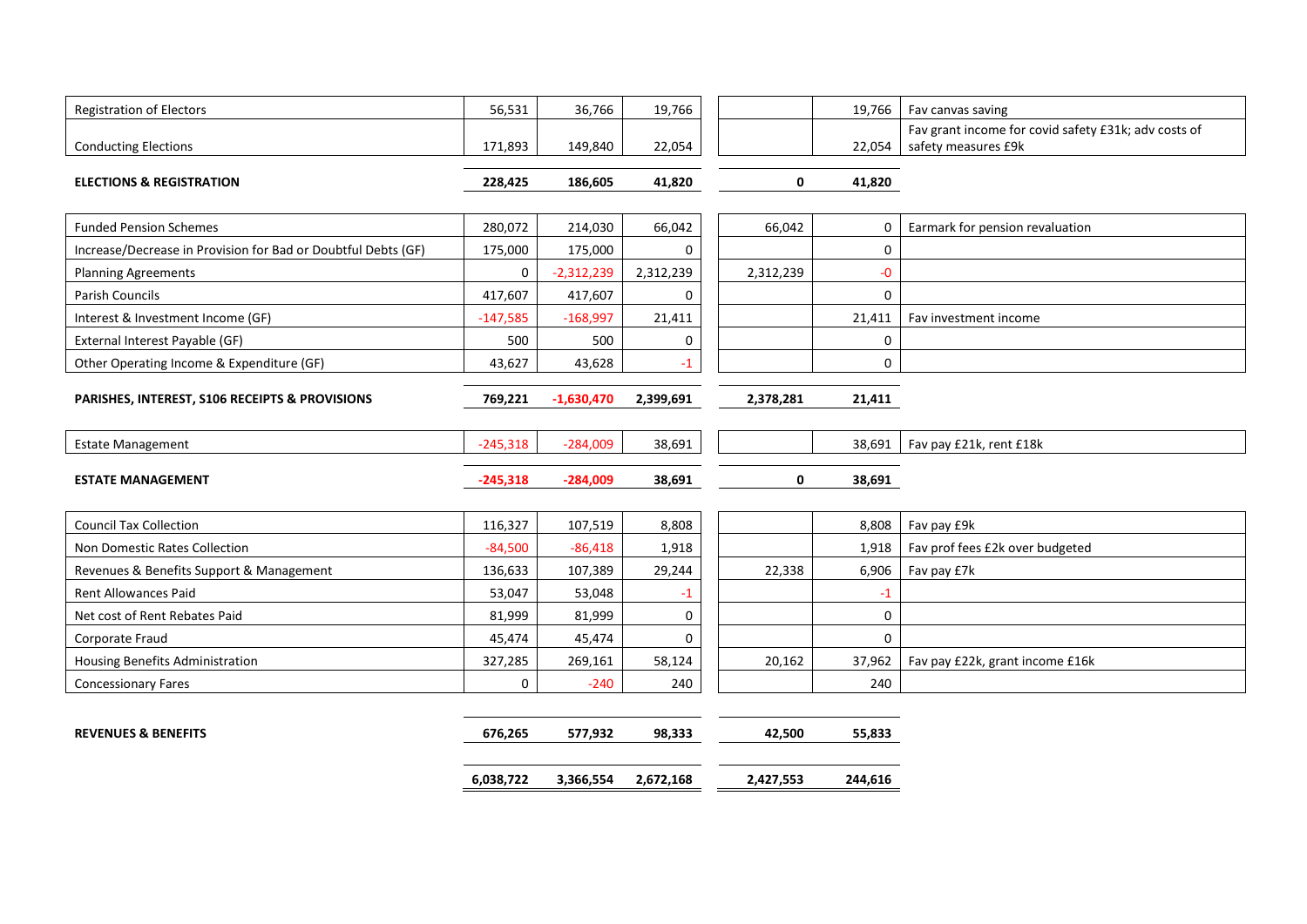| | | | | | | |
|---|---|---|---|---|---|---|
| Registration of Electors | 56,531 | 36,766 | 19,766 | | 19,766 | Fav canvas saving |
| Conducting Elections | 171,893 | 149,840 | 22,054 | | 22,054 | Fav grant income for covid safety £31k; adv costs of safety measures £9k |
| **ELECTIONS & REGISTRATION** | **228,425** | **186,605** | **41,820** | **0** | **41,820** | |
| Funded Pension Schemes | 280,072 | 214,030 | 66,042 | 66,042 | 0 | Earmark for pension revaluation |
| Increase/Decrease in Provision for Bad or Doubtful Debts (GF) | 175,000 | 175,000 | 0 | | 0 | |
| Planning Agreements | 0 | -2,312,239 | 2,312,239 | 2,312,239 | -0 | |
| Parish Councils | 417,607 | 417,607 | 0 | | 0 | |
| Interest & Investment Income (GF) | -147,585 | -168,997 | 21,411 | | 21,411 | Fav investment income |
| External Interest Payable (GF) | 500 | 500 | 0 | | 0 | |
| Other Operating Income & Expenditure (GF) | 43,627 | 43,628 | -1 | | 0 | |
| **PARISHES, INTEREST, S106 RECEIPTS & PROVISIONS** | **769,221** | **-1,630,470** | **2,399,691** | **2,378,281** | **21,411** | |
| Estate Management | -245,318 | -284,009 | 38,691 | | 38,691 | Fav pay £21k, rent £18k |
| **ESTATE MANAGEMENT** | **-245,318** | **-284,009** | **38,691** | **0** | **38,691** | |
| Council Tax Collection | 116,327 | 107,519 | 8,808 | | 8,808 | Fav pay £9k |
| Non Domestic Rates Collection | -84,500 | -86,418 | 1,918 | | 1,918 | Fav prof fees £2k over budgeted |
| Revenues & Benefits Support & Management | 136,633 | 107,389 | 29,244 | 22,338 | 6,906 | Fav pay £7k |
| Rent Allowances Paid | 53,047 | 53,048 | -1 | | -1 | |
| Net cost of Rent Rebates Paid | 81,999 | 81,999 | 0 | | 0 | |
| Corporate Fraud | 45,474 | 45,474 | 0 | | 0 | |
| Housing Benefits Administration | 327,285 | 269,161 | 58,124 | 20,162 | 37,962 | Fav pay £22k, grant income £16k |
| Concessionary Fares | 0 | -240 | 240 | | 240 | |
| **REVENUES & BENEFITS** | **676,265** | **577,932** | **98,333** | **42,500** | **55,833** | |
| | **6,038,722** | **3,366,554** | **2,672,168** | **2,427,553** | **244,616** | |